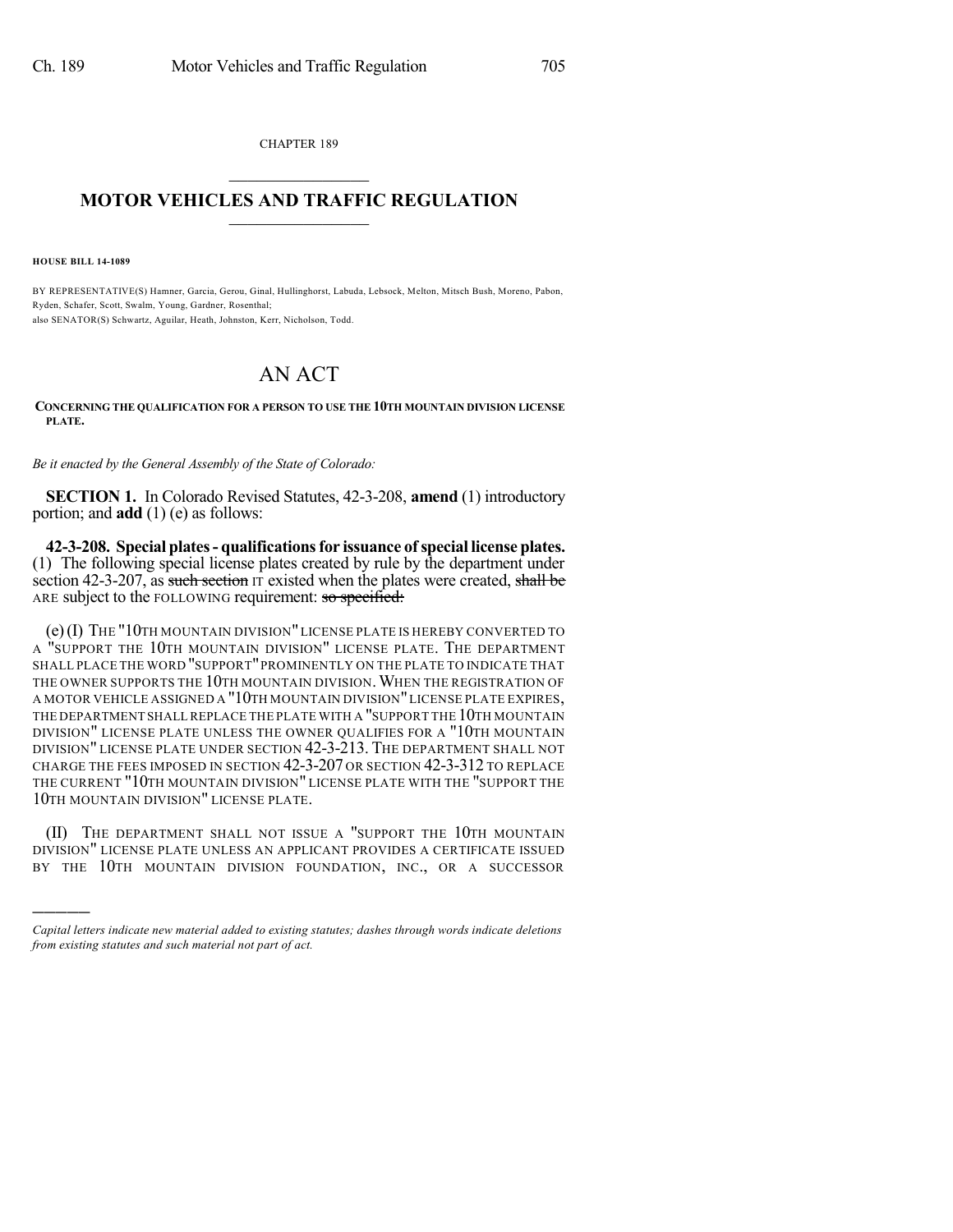CHAPTER 189

# MOTOR VEHICLES AND TRAFFIC REGULATION

**HOUSE BILL 14-1089**

BY REPRESENTATIVE(S) Hamner, Garcia, Gerou, Ginal, Hullinghorst, Labuda, Lebsock, Melton, Mitsch Bush, Moreno, Pabon, Ryden, Schafer, Scott, Swalm, Young, Gardner, Rosenthal;
also SENATOR(S) Schwartz, Aguilar, Heath, Johnston, Kerr, Nicholson, Todd.

# AN ACT

**CONCERNING THE QUALIFICATION FOR A PERSON TO USE THE 10TH MOUNTAIN DIVISION LICENSE PLATE.**

*Be it enacted by the General Assembly of the State of Colorado:*

**SECTION 1.** In Colorado Revised Statutes, 42-3-208, **amend** (1) introductory portion; and **add** (1) (e) as follows:

**42-3-208. Special plates - qualifications for issuance of special license plates.** (1) The following special license plates created by rule by the department under section 42-3-207, as ~~such section~~ IT existed when the plates were created, ~~shall be~~ ARE subject to the FOLLOWING requirement: ~~so specified:~~

(e) (I) THE "10TH MOUNTAIN DIVISION" LICENSE PLATE IS HEREBY CONVERTED TO A "SUPPORT THE 10TH MOUNTAIN DIVISION" LICENSE PLATE. THE DEPARTMENT SHALL PLACE THE WORD "SUPPORT" PROMINENTLY ON THE PLATE TO INDICATE THAT THE OWNER SUPPORTS THE 10TH MOUNTAIN DIVISION. WHEN THE REGISTRATION OF A MOTOR VEHICLE ASSIGNED A "10TH MOUNTAIN DIVISION" LICENSE PLATE EXPIRES, THE DEPARTMENT SHALL REPLACE THE PLATE WITH A "SUPPORT THE 10TH MOUNTAIN DIVISION" LICENSE PLATE UNLESS THE OWNER QUALIFIES FOR A "10TH MOUNTAIN DIVISION" LICENSE PLATE UNDER SECTION 42-3-213. THE DEPARTMENT SHALL NOT CHARGE THE FEES IMPOSED IN SECTION 42-3-207 OR SECTION 42-3-312 TO REPLACE THE CURRENT "10TH MOUNTAIN DIVISION" LICENSE PLATE WITH THE "SUPPORT THE 10TH MOUNTAIN DIVISION" LICENSE PLATE.

(II) THE DEPARTMENT SHALL NOT ISSUE A "SUPPORT THE 10TH MOUNTAIN DIVISION" LICENSE PLATE UNLESS AN APPLICANT PROVIDES A CERTIFICATE ISSUED BY THE 10TH MOUNTAIN DIVISION FOUNDATION, INC., OR A SUCCESSOR

*Capital letters indicate new material added to existing statutes; dashes through words indicate deletions from existing statutes and such material not part of act.*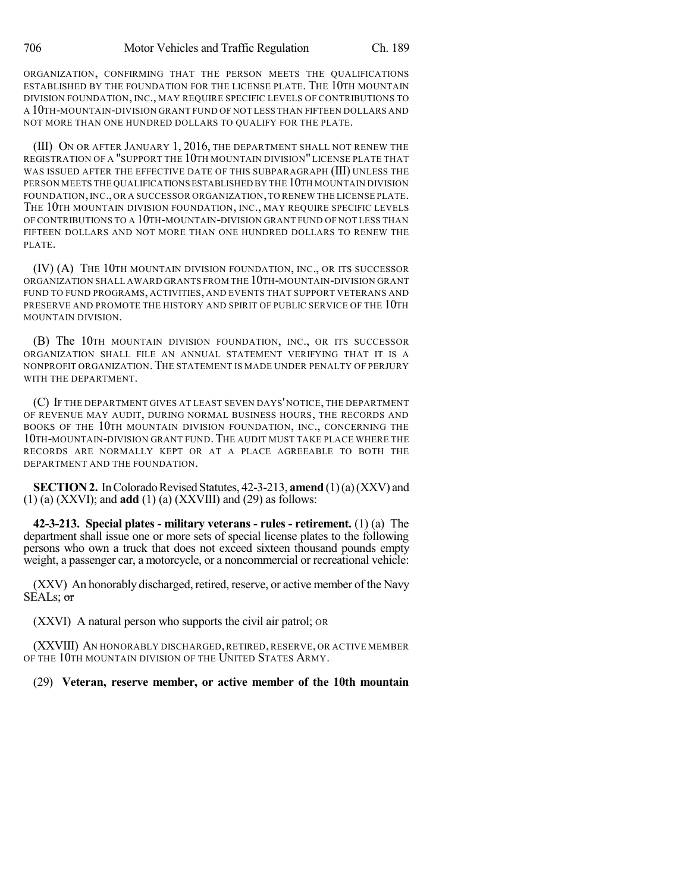ORGANIZATION, CONFIRMING THAT THE PERSON MEETS THE QUALIFICATIONS ESTABLISHED BY THE FOUNDATION FOR THE LICENSE PLATE. THE 10TH MOUNTAIN DIVISION FOUNDATION, INC., MAY REQUIRE SPECIFIC LEVELS OF CONTRIBUTIONS TO A 10TH-MOUNTAIN-DIVISION GRANT FUND OF NOT LESS THAN FIFTEEN DOLLARS AND NOT MORE THAN ONE HUNDRED DOLLARS TO QUALIFY FOR THE PLATE.

(III) ON OR AFTER JANUARY 1, 2016, THE DEPARTMENT SHALL NOT RENEW THE REGISTRATION OF A "SUPPORT THE 10TH MOUNTAIN DIVISION" LICENSE PLATE THAT WAS ISSUED AFTER THE EFFECTIVE DATE OF THIS SUBPARAGRAPH (III) UNLESS THE PERSON MEETS THE QUALIFICATIONS ESTABLISHED BY THE 10TH MOUNTAIN DIVISION FOUNDATION, INC., OR A SUCCESSOR ORGANIZATION, TO RENEW THE LICENSE PLATE. THE 10TH MOUNTAIN DIVISION FOUNDATION, INC., MAY REQUIRE SPECIFIC LEVELS OF CONTRIBUTIONS TO A 10TH-MOUNTAIN-DIVISION GRANT FUND OF NOT LESS THAN FIFTEEN DOLLARS AND NOT MORE THAN ONE HUNDRED DOLLARS TO RENEW THE PLATE.

(IV) (A) THE 10TH MOUNTAIN DIVISION FOUNDATION, INC., OR ITS SUCCESSOR ORGANIZATION SHALL AWARD GRANTS FROM THE 10TH-MOUNTAIN-DIVISION GRANT FUND TO FUND PROGRAMS, ACTIVITIES, AND EVENTS THAT SUPPORT VETERANS AND PRESERVE AND PROMOTE THE HISTORY AND SPIRIT OF PUBLIC SERVICE OF THE 10TH MOUNTAIN DIVISION.

(B) The 10TH MOUNTAIN DIVISION FOUNDATION, INC., OR ITS SUCCESSOR ORGANIZATION SHALL FILE AN ANNUAL STATEMENT VERIFYING THAT IT IS A NONPROFIT ORGANIZATION. THE STATEMENT IS MADE UNDER PENALTY OF PERJURY WITH THE DEPARTMENT.

(C) IF THE DEPARTMENT GIVES AT LEAST SEVEN DAYS' NOTICE, THE DEPARTMENT OF REVENUE MAY AUDIT, DURING NORMAL BUSINESS HOURS, THE RECORDS AND BOOKS OF THE 10TH MOUNTAIN DIVISION FOUNDATION, INC., CONCERNING THE 10TH-MOUNTAIN-DIVISION GRANT FUND. THE AUDIT MUST TAKE PLACE WHERE THE RECORDS ARE NORMALLY KEPT OR AT A PLACE AGREEABLE TO BOTH THE DEPARTMENT AND THE FOUNDATION.

**SECTION 2.** In Colorado Revised Statutes, 42-3-213, **amend** (1) (a) (XXV) and (1) (a) (XXVI); and **add** (1) (a) (XXVIII) and (29) as follows:

**42-3-213. Special plates - military veterans - rules - retirement.** (1) (a) The department shall issue one or more sets of special license plates to the following persons who own a truck that does not exceed sixteen thousand pounds empty weight, a passenger car, a motorcycle, or a noncommercial or recreational vehicle:

(XXV) An honorably discharged, retired, reserve, or active member of the Navy SEALs; ~~or~~

(XXVI) A natural person who supports the civil air patrol; OR

(XXVIII) AN HONORABLY DISCHARGED, RETIRED, RESERVE, OR ACTIVE MEMBER OF THE 10TH MOUNTAIN DIVISION OF THE UNITED STATES ARMY.

(29) **Veteran, reserve member, or active member of the 10th mountain**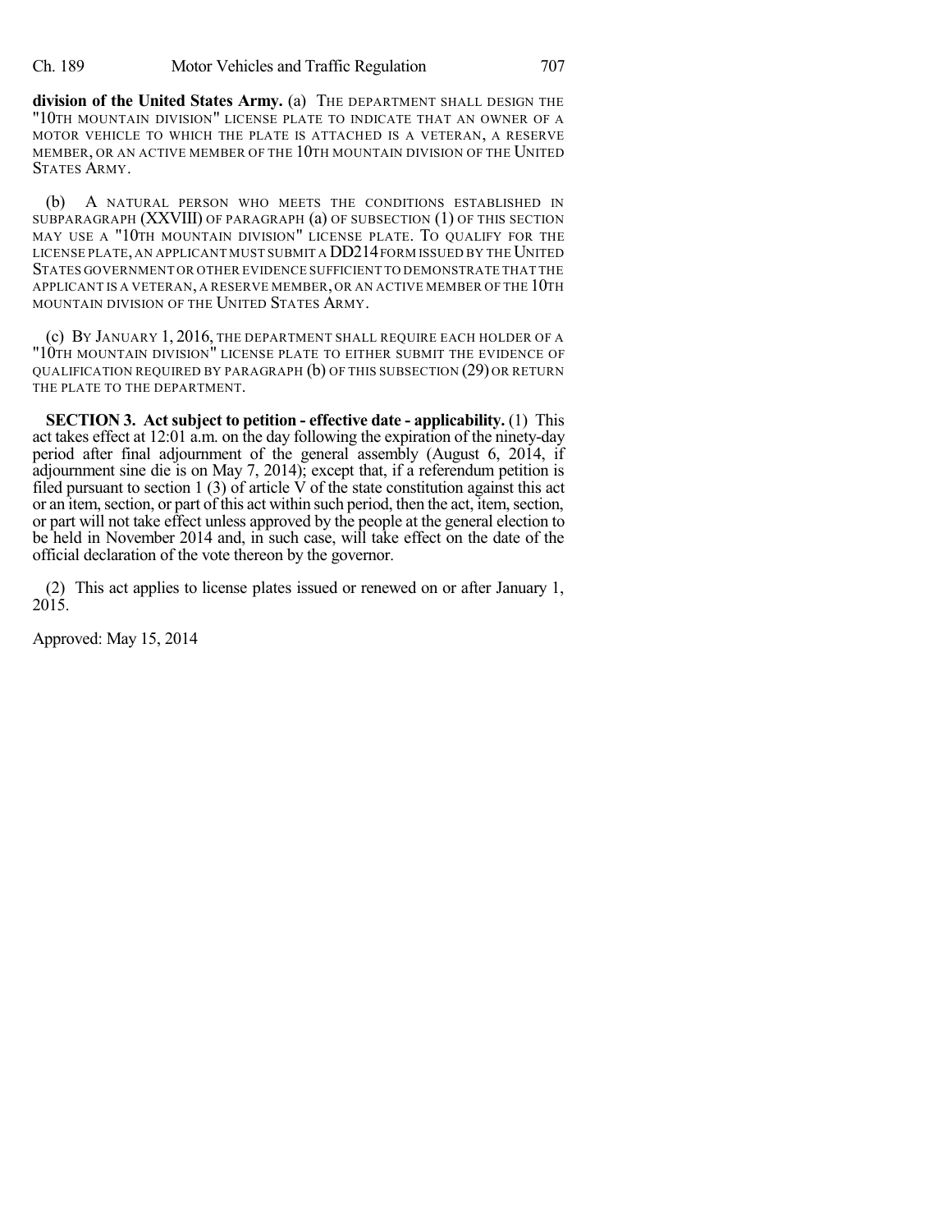**division of the United States Army.** (a) THE DEPARTMENT SHALL DESIGN THE "10TH MOUNTAIN DIVISION" LICENSE PLATE TO INDICATE THAT AN OWNER OF A MOTOR VEHICLE TO WHICH THE PLATE IS ATTACHED IS A VETERAN, A RESERVE MEMBER, OR AN ACTIVE MEMBER OF THE 10TH MOUNTAIN DIVISION OF THE UNITED STATES ARMY.

(b) A NATURAL PERSON WHO MEETS THE CONDITIONS ESTABLISHED IN SUBPARAGRAPH (XXVIII) OF PARAGRAPH (a) OF SUBSECTION (1) OF THIS SECTION MAY USE A "10TH MOUNTAIN DIVISION" LICENSE PLATE. TO QUALIFY FOR THE LICENSE PLATE, AN APPLICANT MUST SUBMIT A DD214 FORM ISSUED BY THE UNITED STATES GOVERNMENT OR OTHER EVIDENCE SUFFICIENT TO DEMONSTRATE THAT THE APPLICANT IS A VETERAN, A RESERVE MEMBER, OR AN ACTIVE MEMBER OF THE 10TH MOUNTAIN DIVISION OF THE UNITED STATES ARMY.

(c) BY JANUARY 1, 2016, THE DEPARTMENT SHALL REQUIRE EACH HOLDER OF A "10TH MOUNTAIN DIVISION" LICENSE PLATE TO EITHER SUBMIT THE EVIDENCE OF QUALIFICATION REQUIRED BY PARAGRAPH (b) OF THIS SUBSECTION (29) OR RETURN THE PLATE TO THE DEPARTMENT.

**SECTION 3. Act subject to petition - effective date - applicability.** (1) This act takes effect at 12:01 a.m. on the day following the expiration of the ninety-day period after final adjournment of the general assembly (August 6, 2014, if adjournment sine die is on May 7, 2014); except that, if a referendum petition is filed pursuant to section 1 (3) of article V of the state constitution against this act or an item, section, or part of this act within such period, then the act, item, section, or part will not take effect unless approved by the people at the general election to be held in November 2014 and, in such case, will take effect on the date of the official declaration of the vote thereon by the governor.

(2) This act applies to license plates issued or renewed on or after January 1, 2015.

Approved: May 15, 2014